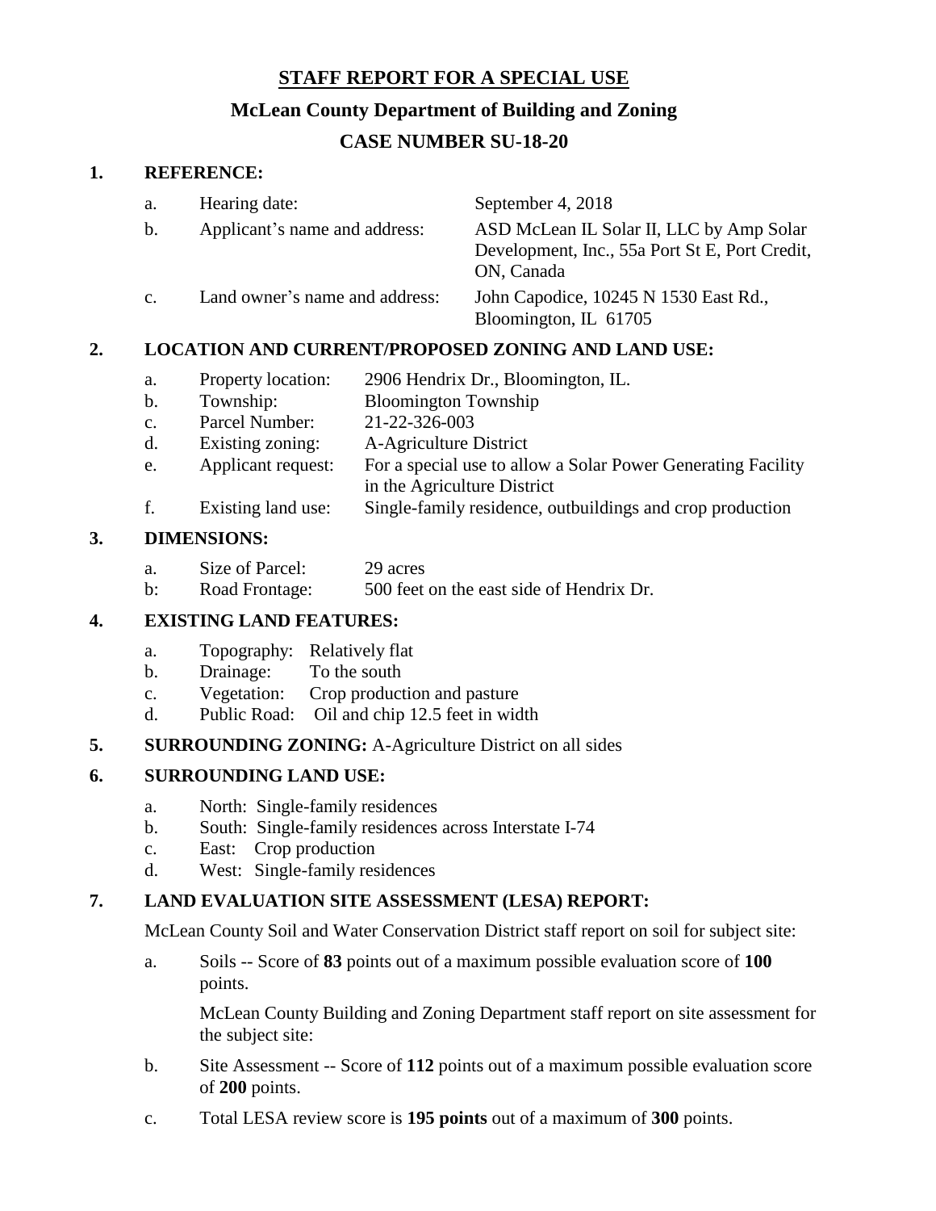# STAFF REPORT FOR A SPECIAL USE

## McLean County Department of Building and Zoning

## CASE NUMBER SU-18-20

**1. REFERENCE:**

a. Hearing date: September 4, 2018

b. Applicant's name and address: ASD McLean IL Solar II, LLC by Amp Solar Development, Inc., 55a Port St E, Port Credit, ON, Canada

c. Land owner's name and address: John Capodice, 10245 N 1530 East Rd., Bloomington, IL 61705

**2. LOCATION AND CURRENT/PROPOSED ZONING AND LAND USE:**

a. Property location: 2906 Hendrix Dr., Bloomington, IL.

b. Township: Bloomington Township

c. Parcel Number: 21-22-326-003

d. Existing zoning: A-Agriculture District

e. Applicant request: For a special use to allow a Solar Power Generating Facility in the Agriculture District

f. Existing land use: Single-family residence, outbuildings and crop production

**3. DIMENSIONS:**

a. Size of Parcel: 29 acres

b: Road Frontage: 500 feet on the east side of Hendrix Dr.

**4. EXISTING LAND FEATURES:**

a. Topography: Relatively flat

b. Drainage: To the south

c. Vegetation: Crop production and pasture

d. Public Road: Oil and chip 12.5 feet in width

**5. SURROUNDING ZONING:** A-Agriculture District on all sides

**6. SURROUNDING LAND USE:**

a. North: Single-family residences

b. South: Single-family residences across Interstate I-74

c. East: Crop production

d. West: Single-family residences

**7. LAND EVALUATION SITE ASSESSMENT (LESA) REPORT:**

McLean County Soil and Water Conservation District staff report on soil for subject site:

a. Soils -- Score of **83** points out of a maximum possible evaluation score of **100** points.

McLean County Building and Zoning Department staff report on site assessment for the subject site:

b. Site Assessment -- Score of **112** points out of a maximum possible evaluation score of **200** points.

c. Total LESA review score is **195 points** out of a maximum of **300** points.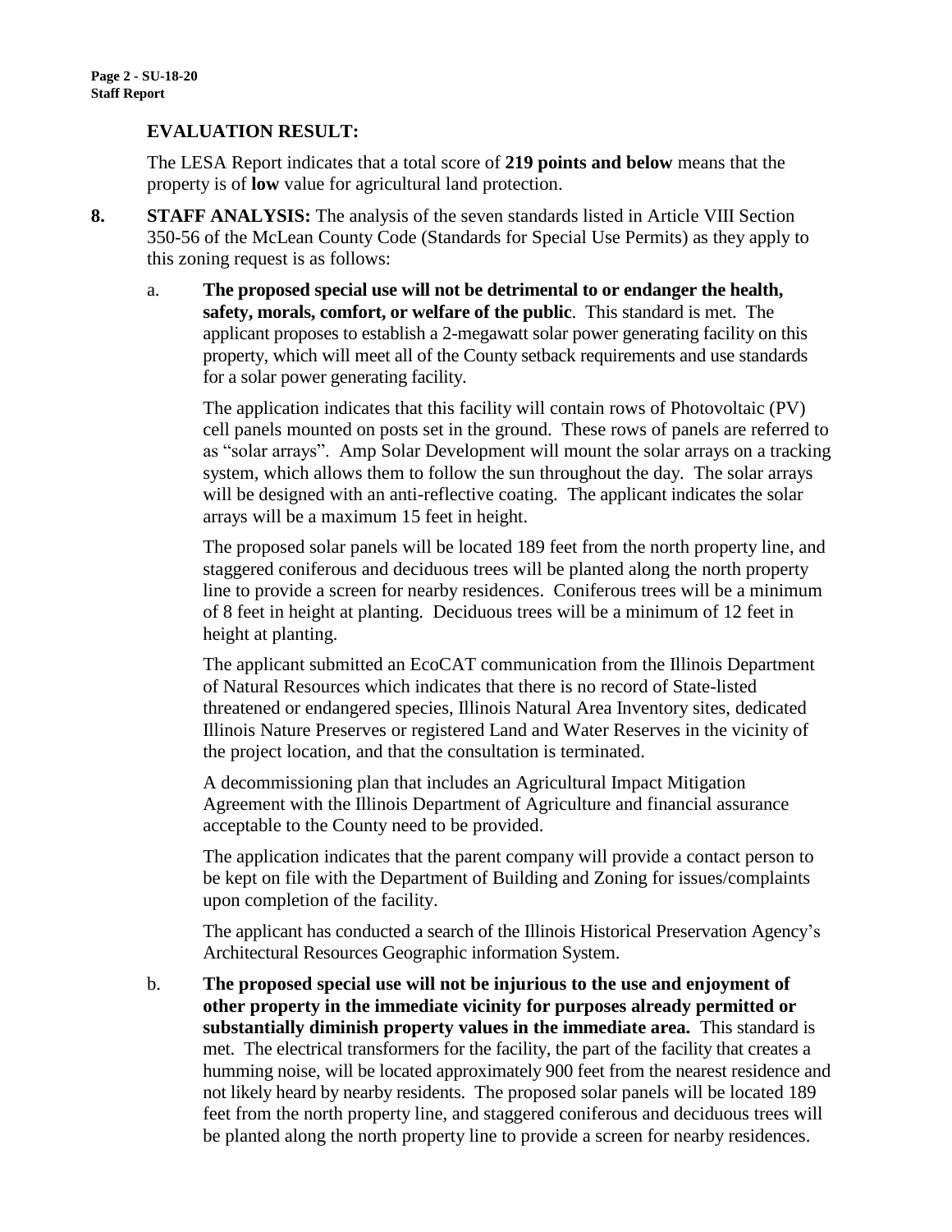**EVALUATION RESULT:**

The LESA Report indicates that a total score of **219 points and below** means that the property is of **low** value for agricultural land protection.

**8. STAFF ANALYSIS:** The analysis of the seven standards listed in Article VIII Section 350-56 of the McLean County Code (Standards for Special Use Permits) as they apply to this zoning request is as follows:

a. **The proposed special use will not be detrimental to or endanger the health, safety, morals, comfort, or welfare of the public**. This standard is met. The applicant proposes to establish a 2-megawatt solar power generating facility on this property, which will meet all of the County setback requirements and use standards for a solar power generating facility.

   The application indicates that this facility will contain rows of Photovoltaic (PV) cell panels mounted on posts set in the ground. These rows of panels are referred to as "solar arrays". Amp Solar Development will mount the solar arrays on a tracking system, which allows them to follow the sun throughout the day. The solar arrays will be designed with an anti-reflective coating. The applicant indicates the solar arrays will be a maximum 15 feet in height.

   The proposed solar panels will be located 189 feet from the north property line, and staggered coniferous and deciduous trees will be planted along the north property line to provide a screen for nearby residences. Coniferous trees will be a minimum of 8 feet in height at planting. Deciduous trees will be a minimum of 12 feet in height at planting.

   The applicant submitted an EcoCAT communication from the Illinois Department of Natural Resources which indicates that there is no record of State-listed threatened or endangered species, Illinois Natural Area Inventory sites, dedicated Illinois Nature Preserves or registered Land and Water Reserves in the vicinity of the project location, and that the consultation is terminated.

   A decommissioning plan that includes an Agricultural Impact Mitigation Agreement with the Illinois Department of Agriculture and financial assurance acceptable to the County need to be provided.

   The application indicates that the parent company will provide a contact person to be kept on file with the Department of Building and Zoning for issues/complaints upon completion of the facility.

   The applicant has conducted a search of the Illinois Historical Preservation Agency's Architectural Resources Geographic information System.

b. **The proposed special use will not be injurious to the use and enjoyment of other property in the immediate vicinity for purposes already permitted or substantially diminish property values in the immediate area.** This standard is met. The electrical transformers for the facility, the part of the facility that creates a humming noise, will be located approximately 900 feet from the nearest residence and not likely heard by nearby residents. The proposed solar panels will be located 189 feet from the north property line, and staggered coniferous and deciduous trees will be planted along the north property line to provide a screen for nearby residences.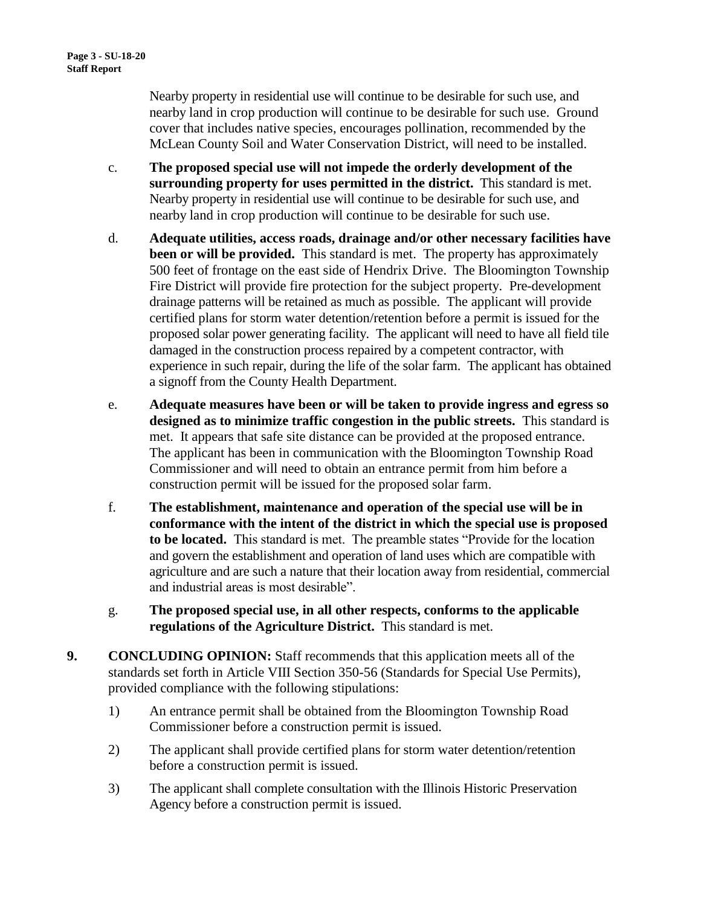Nearby property in residential use will continue to be desirable for such use, and nearby land in crop production will continue to be desirable for such use. Ground cover that includes native species, encourages pollination, recommended by the McLean County Soil and Water Conservation District, will need to be installed.

c. **The proposed special use will not impede the orderly development of the surrounding property for uses permitted in the district.** This standard is met. Nearby property in residential use will continue to be desirable for such use, and nearby land in crop production will continue to be desirable for such use.

d. **Adequate utilities, access roads, drainage and/or other necessary facilities have been or will be provided.** This standard is met. The property has approximately 500 feet of frontage on the east side of Hendrix Drive. The Bloomington Township Fire District will provide fire protection for the subject property. Pre-development drainage patterns will be retained as much as possible. The applicant will provide certified plans for storm water detention/retention before a permit is issued for the proposed solar power generating facility. The applicant will need to have all field tile damaged in the construction process repaired by a competent contractor, with experience in such repair, during the life of the solar farm. The applicant has obtained a signoff from the County Health Department.

e. **Adequate measures have been or will be taken to provide ingress and egress so designed as to minimize traffic congestion in the public streets.** This standard is met. It appears that safe site distance can be provided at the proposed entrance. The applicant has been in communication with the Bloomington Township Road Commissioner and will need to obtain an entrance permit from him before a construction permit will be issued for the proposed solar farm.

f. **The establishment, maintenance and operation of the special use will be in conformance with the intent of the district in which the special use is proposed to be located.** This standard is met. The preamble states "Provide for the location and govern the establishment and operation of land uses which are compatible with agriculture and are such a nature that their location away from residential, commercial and industrial areas is most desirable".

g. **The proposed special use, in all other respects, conforms to the applicable regulations of the Agriculture District.** This standard is met.

**9. CONCLUDING OPINION:** Staff recommends that this application meets all of the standards set forth in Article VIII Section 350-56 (Standards for Special Use Permits), provided compliance with the following stipulations:

1) An entrance permit shall be obtained from the Bloomington Township Road Commissioner before a construction permit is issued.

2) The applicant shall provide certified plans for storm water detention/retention before a construction permit is issued.

3) The applicant shall complete consultation with the Illinois Historic Preservation Agency before a construction permit is issued.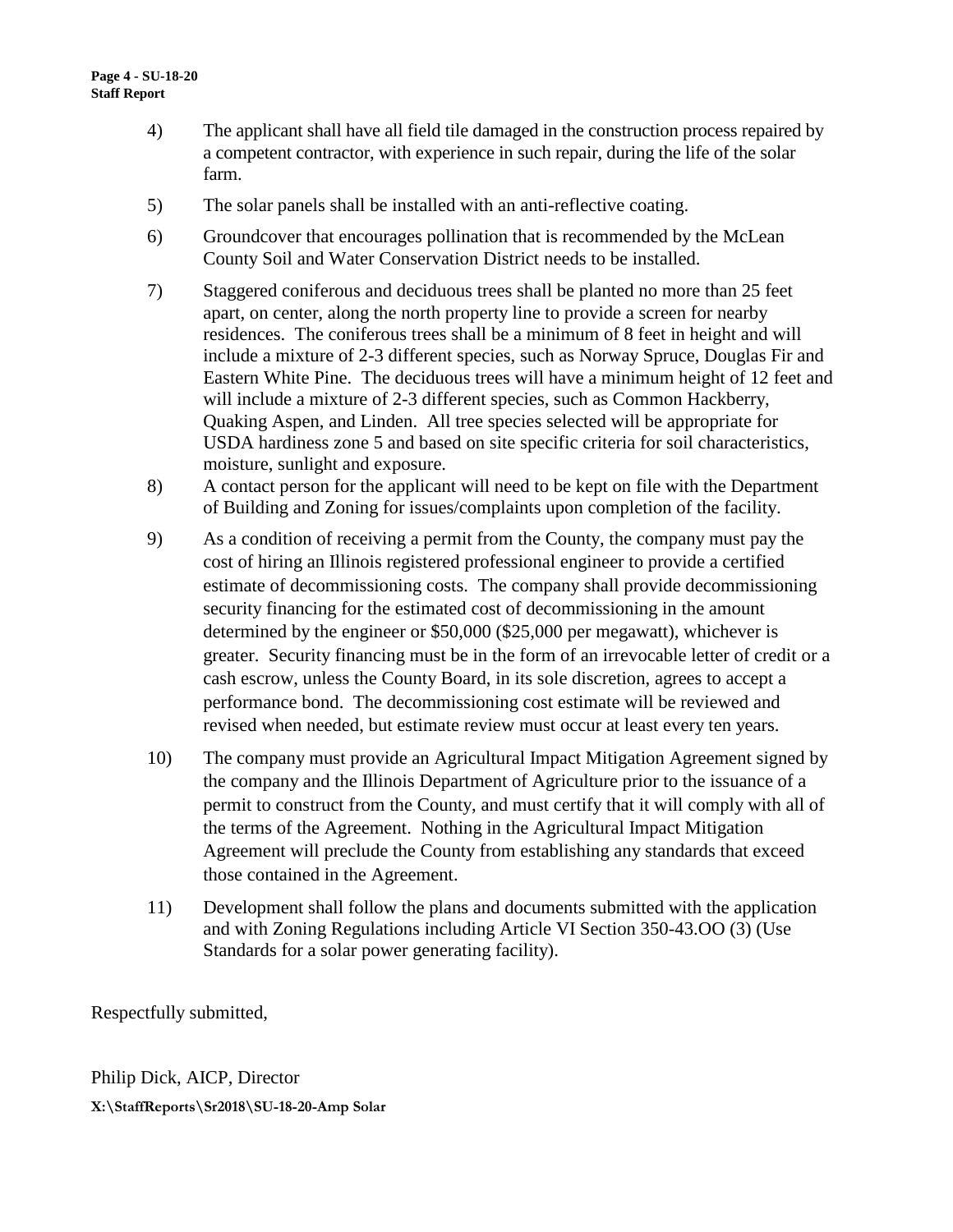4) The applicant shall have all field tile damaged in the construction process repaired by a competent contractor, with experience in such repair, during the life of the solar farm.

5) The solar panels shall be installed with an anti-reflective coating.

6) Groundcover that encourages pollination that is recommended by the McLean County Soil and Water Conservation District needs to be installed.

7) Staggered coniferous and deciduous trees shall be planted no more than 25 feet apart, on center, along the north property line to provide a screen for nearby residences. The coniferous trees shall be a minimum of 8 feet in height and will include a mixture of 2-3 different species, such as Norway Spruce, Douglas Fir and Eastern White Pine. The deciduous trees will have a minimum height of 12 feet and will include a mixture of 2-3 different species, such as Common Hackberry, Quaking Aspen, and Linden. All tree species selected will be appropriate for USDA hardiness zone 5 and based on site specific criteria for soil characteristics, moisture, sunlight and exposure.

8) A contact person for the applicant will need to be kept on file with the Department of Building and Zoning for issues/complaints upon completion of the facility.

9) As a condition of receiving a permit from the County, the company must pay the cost of hiring an Illinois registered professional engineer to provide a certified estimate of decommissioning costs. The company shall provide decommissioning security financing for the estimated cost of decommissioning in the amount determined by the engineer or $50,000 ($25,000 per megawatt), whichever is greater. Security financing must be in the form of an irrevocable letter of credit or a cash escrow, unless the County Board, in its sole discretion, agrees to accept a performance bond. The decommissioning cost estimate will be reviewed and revised when needed, but estimate review must occur at least every ten years.

10) The company must provide an Agricultural Impact Mitigation Agreement signed by the company and the Illinois Department of Agriculture prior to the issuance of a permit to construct from the County, and must certify that it will comply with all of the terms of the Agreement. Nothing in the Agricultural Impact Mitigation Agreement will preclude the County from establishing any standards that exceed those contained in the Agreement.

11) Development shall follow the plans and documents submitted with the application and with Zoning Regulations including Article VI Section 350-43.OO (3) (Use Standards for a solar power generating facility).

Respectfully submitted,

Philip Dick, AICP, Director

**X:\StaffReports\Sr2018\SU-18-20-Amp Solar**